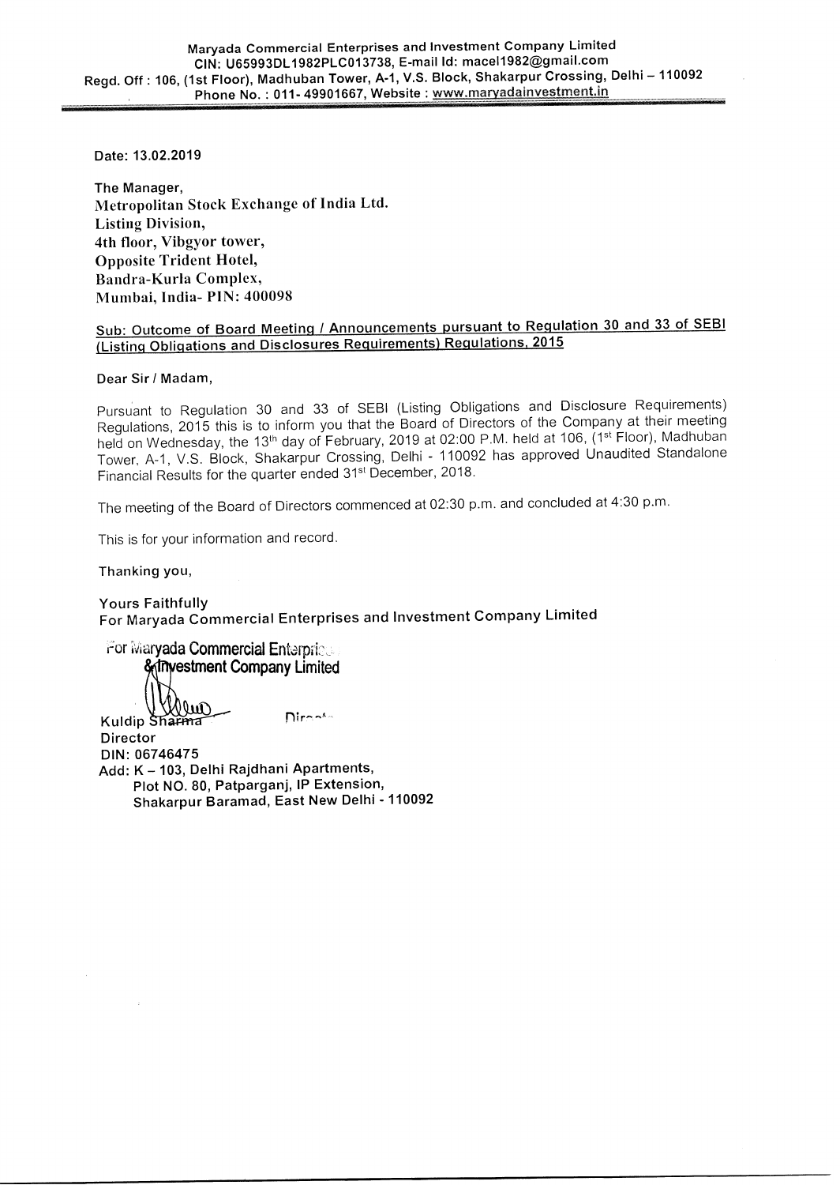**Maryada Commercial Enterprises and Investment Company Limited**
**CIN: U65993DL1982PLC013738, E-mail Id: macel1982@gmail.com**
**Regd. Off : 106, (1st Floor), Madhuban Tower, A-1, V.S. Block, Shakarpur Crossing, Delhi – 110092**
**Phone No. : 011- 49901667, Website : www.maryadainvestment.in**

**Date: 13.02.2019**

**The Manager,**
**Metropolitan Stock Exchange of India Ltd.**
**Listing Division,**
**4th floor, Vibgyor tower,**
**Opposite Trident Hotel,**
**Bandra-Kurla Complex,**
**Mumbai, India- PIN: 400098**

**Sub: Outcome of Board Meeting / Announcements pursuant to Regulation 30 and 33 of SEBI (Listing Obligations and Disclosures Requirements) Regulations, 2015**

Dear Sir / Madam,

Pursuant to Regulation 30 and 33 of SEBI (Listing Obligations and Disclosure Requirements) Regulations, 2015 this is to inform you that the Board of Directors of the Company at their meeting held on Wednesday, the 13th day of February, 2019 at 02:00 P.M. held at 106, (1st Floor), Madhuban Tower, A-1, V.S. Block, Shakarpur Crossing, Delhi - 110092 has approved Unaudited Standalone Financial Results for the quarter ended 31st December, 2018.

The meeting of the Board of Directors commenced at 02:30 p.m. and concluded at 4:30 p.m.

This is for your information and record.

Thanking you,

Yours Faithfully
For Maryada Commercial Enterprises and Investment Company Limited

For Maryada Commercial Enterprises & Investment Company Limited

Director

Kuldip Sharma
Director
DIN: 06746475
Add: K – 103, Delhi Rajdhani Apartments,
Plot NO. 80, Patparganj, IP Extension,
Shakarpur Baramad, East New Delhi - 110092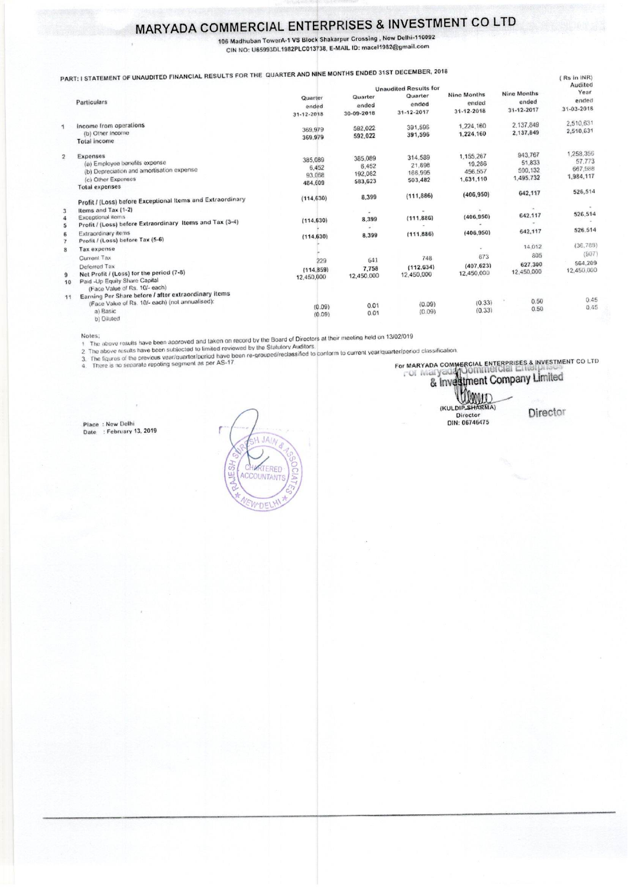# MARYADA COMMERCIAL ENTERPRISES & INVESTMENT CO LTD

106 Madhuban TowerA-1 VS Block Shakarpur Crossing , New Delhi-110092
CIN NO: U65993DL1982PLC013738, E-MAIL ID: macel1982@gmail.com

PART: I STATEMENT OF UNAUDITED FINANCIAL RESULTS FOR THE QUARTER AND NINE MONTHS ENDED 31ST DECEMBER, 2018

( Rs in INR)

| | Particulars | Unaudited Results for | | | | | Audited |
|---|---|---|---|---|---|---|---|
| | | Quarter ended 31-12-2018 | Quarter ended 30-09-2018 | Quarter ended 31-12-2017 | Nine Months ended 31-12-2018 | Nine Months ended 31-12-2017 | Year ended 31-03-2018 |
| 1 | Income from operations | 369,979 | 592,022 | 391,596 | 1,224,160 | 2,137,849 | 2,510,631 |
| | (b) Other Income | | | | | | |
| | **Total income** | 369,979 | 592,022 | 391,596 | 1,224,160 | 2,137,849 | 2,510,631 |
| 2 | Expenses | | | | | | |
| | (a) Employee benefits expense | 385,089 | 385,089 | 314,589 | 1,155,267 | 943,767 | 1,258,356 |
| | (b) Depreciation and amortisation expense | 6,452 | 6,452 | 21,898 | 19,286 | 51,833 | 57,773 |
| | (c) Other Expenses | 93,068 | 192,082 | 166,995 | 456,557 | 500,132 | 667,988 |
| | **Total expenses** | 484,609 | 583,623 | 503,482 | 1,631,110 | 1,495,732 | 1,984,117 |
| 3 | Profit / (Loss) before Exceptional Items and Extraordinary Items and Tax (1-2) | (114,630) | 8,399 | (111,886) | (406,950) | 642,117 | 526,514 |
| 4 | Exceptional items | - | - | - | - | - | - |
| 5 | **Profit / (Loss) before Extraordinary Items and Tax (3-4)** | (114,630) | 8,399 | (111,886) | (406,950) | 642,117 | 526,514 |
| 6 | Extraordinary items | - | - | - | - | - | - |
| 7 | Profit / (Loss) before Tax (5-6) | (114,630) | 8,399 | (111,886) | (406,950) | 642,117 | 526,514 |
| 8 | **Tax expense** | | | | | | |
| | Current Tax | - | | | - | 14,012 | (36,788) |
| | Deferred Tax | 229 | 641 | 748 | 673 | 805 | (907) |
| 9 | **Net Profit / (Loss) for the period (7-8)** | (114,859) | 7,758 | (112,634) | (407,623) | 627,300 | 564,209 |
| 10 | Paid -Up Equity Share Capital (Face Value of Rs. 10/- each) | 12,450,000 | 12,450,000 | 12,450,000 | 12,450,000 | 12,450,000 | 12,450,000 |
| 11 | Earning Per Share before / after extraordinary items (Face Value of Rs. 10/- each) (not annualised): | | | | | | |
| | a) Basic | (0.09) | 0.01 | (0.09) | (0.33) | 0.50 | 0.45 |
| | b) Diluted | (0.09) | 0.01 | (0.09) | (0.33) | 0.50 | 0.45 |

Notes:

1. The above results have been approved and taken on record by the Board of Directors at their meeting held on 13/02/019
2. The above results have been subjected to limited reviewed by the Statutory Auditors.
3. The figures of the previous year/quarter/period have been re-grouped/reclassified to conform to current year/quarter/period classification.
4. There is no separate repoting segment as per AS-17

For MARYADA COMMERCIAL ENTERPRISES & INVESTMENT CO LTD

For Maryada Commercial Enterprises & Investment Company Limited

(KULDIP SHARMA)
Director
DIN: 06746475

Director

Place : New Delhi
Date : February 13, 2019

RAJESH SURESH JAIN & ASSOCIATES CHARTERED ACCOUNTANTS NEW DELHI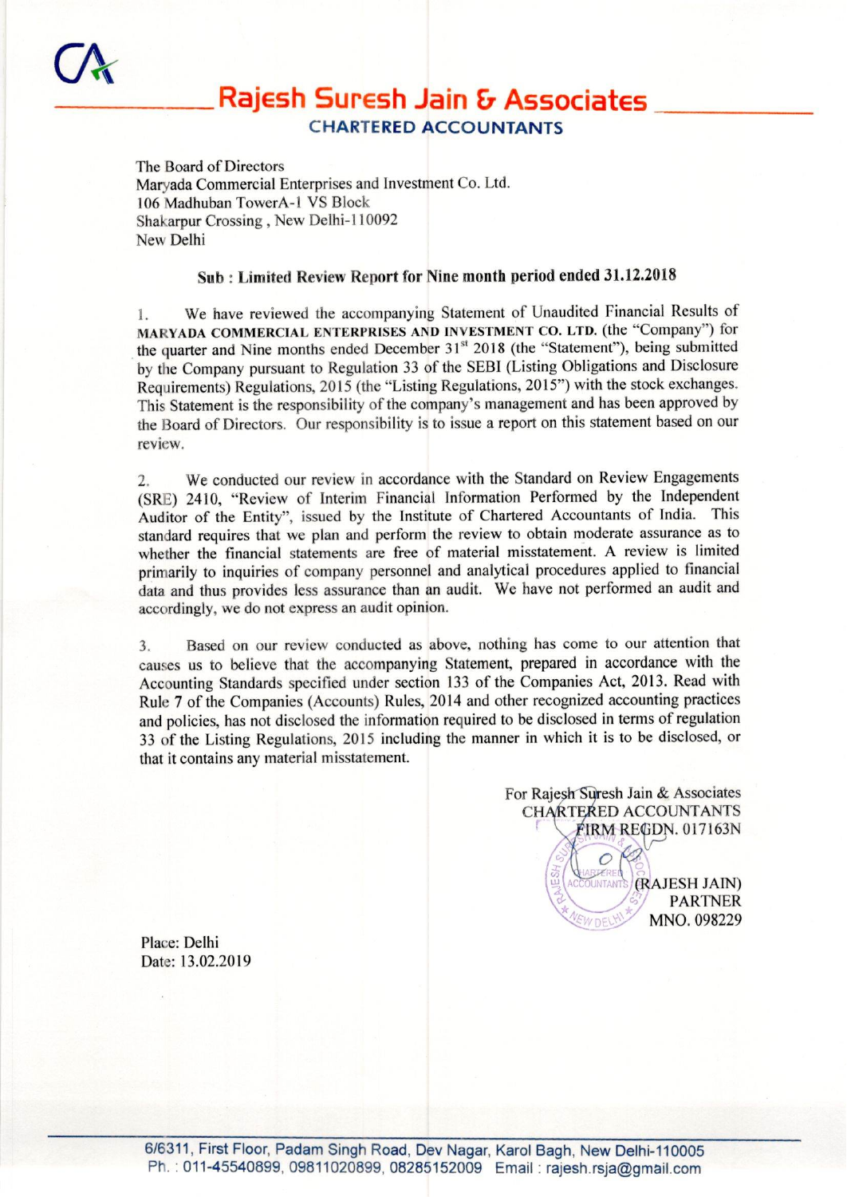# Rajesh Suresh Jain & Associates

CHARTERED ACCOUNTANTS

The Board of Directors
Maryada Commercial Enterprises and Investment Co. Ltd.
106 Madhuban TowerA-1 VS Block
Shakarpur Crossing , New Delhi-110092
New Delhi

**Sub : Limited Review Report for Nine month period ended 31.12.2018**

1. We have reviewed the accompanying Statement of Unaudited Financial Results of **MARYADA COMMERCIAL ENTERPRISES AND INVESTMENT CO. LTD.** (the "Company") for the quarter and Nine months ended December 31st 2018 (the "Statement"), being submitted by the Company pursuant to Regulation 33 of the SEBI (Listing Obligations and Disclosure Requirements) Regulations, 2015 (the "Listing Regulations, 2015") with the stock exchanges. This Statement is the responsibility of the company's management and has been approved by the Board of Directors. Our responsibility is to issue a report on this statement based on our review.

2. We conducted our review in accordance with the Standard on Review Engagements (SRE) 2410, "Review of Interim Financial Information Performed by the Independent Auditor of the Entity", issued by the Institute of Chartered Accountants of India. This standard requires that we plan and perform the review to obtain moderate assurance as to whether the financial statements are free of material misstatement. A review is limited primarily to inquiries of company personnel and analytical procedures applied to financial data and thus provides less assurance than an audit. We have not performed an audit and accordingly, we do not express an audit opinion.

3. Based on our review conducted as above, nothing has come to our attention that causes us to believe that the accompanying Statement, prepared in accordance with the Accounting Standards specified under section 133 of the Companies Act, 2013. Read with Rule 7 of the Companies (Accounts) Rules, 2014 and other recognized accounting practices and policies, has not disclosed the information required to be disclosed in terms of regulation 33 of the Listing Regulations, 2015 including the manner in which it is to be disclosed, or that it contains any material misstatement.

For Rajesh Suresh Jain & Associates
CHARTERED ACCOUNTANTS
FIRM REGDN. 017163N

(RAJESH JAIN)
PARTNER
MNO. 098229

Place: Delhi
Date: 13.02.2019

6/6311, First Floor, Padam Singh Road, Dev Nagar, Karol Bagh, New Delhi-110005
Ph. : 011-45540899, 09811020899, 08285152009 Email : rajesh.rsja@gmail.com